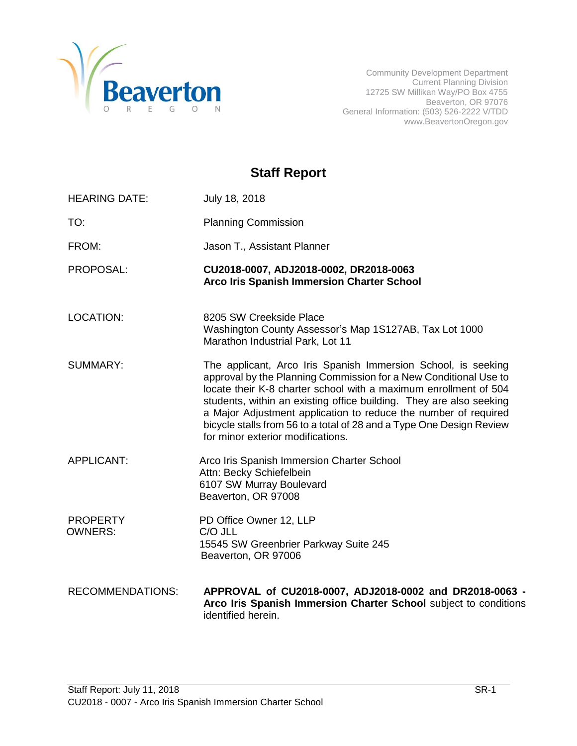Community Development Department
Current Planning Division
12725 SW Millikan Way/PO Box 4755
Beaverton, OR 97076
General Information: (503) 526-2222 V/TDD
www.BeavertonOregon.gov

# Staff Report

| | |
|---|---|
| HEARING DATE: | July 18, 2018 |
| TO: | Planning Commission |
| FROM: | Jason T., Assistant Planner |
| PROPOSAL: | **CU2018-0007, ADJ2018-0002, DR2018-0063**<br>**Arco Iris Spanish Immersion Charter School** |
| LOCATION: | 8205 SW Creekside Place<br>Washington County Assessor's Map 1S127AB, Tax Lot 1000<br>Marathon Industrial Park, Lot 11 |
| SUMMARY: | The applicant, Arco Iris Spanish Immersion School, is seeking approval by the Planning Commission for a New Conditional Use to locate their K-8 charter school with a maximum enrollment of 504 students, within an existing office building. They are also seeking a Major Adjustment application to reduce the number of required bicycle stalls from 56 to a total of 28 and a Type One Design Review for minor exterior modifications. |
| APPLICANT: | Arco Iris Spanish Immersion Charter School<br>Attn: Becky Schiefelbein<br>6107 SW Murray Boulevard<br>Beaverton, OR 97008 |
| PROPERTY OWNERS: | PD Office Owner 12, LLP<br>C/O JLL<br>15545 SW Greenbrier Parkway Suite 245<br>Beaverton, OR 97006 |
| RECOMMENDATIONS: | **APPROVAL of CU2018-0007, ADJ2018-0002 and DR2018-0063 - Arco Iris Spanish Immersion Charter School** subject to conditions identified herein. |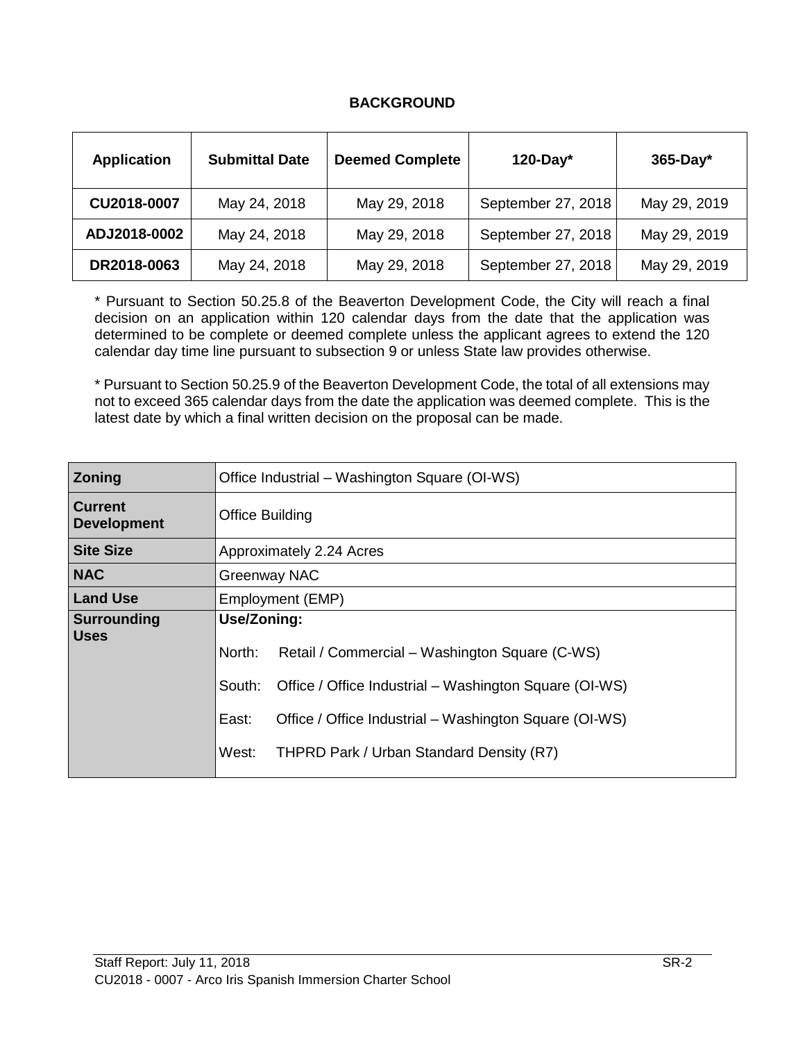## BACKGROUND

| Application | Submittal Date | Deemed Complete | 120-Day* | 365-Day* |
|---|---|---|---|---|
| **CU2018-0007** | May 24, 2018 | May 29, 2018 | September 27, 2018 | May 29, 2019 |
| **ADJ2018-0002** | May 24, 2018 | May 29, 2018 | September 27, 2018 | May 29, 2019 |
| **DR2018-0063** | May 24, 2018 | May 29, 2018 | September 27, 2018 | May 29, 2019 |

* Pursuant to Section 50.25.8 of the Beaverton Development Code, the City will reach a final decision on an application within 120 calendar days from the date that the application was determined to be complete or deemed complete unless the applicant agrees to extend the 120 calendar day time line pursuant to subsection 9 or unless State law provides otherwise.

* Pursuant to Section 50.25.9 of the Beaverton Development Code, the total of all extensions may not to exceed 365 calendar days from the date the application was deemed complete. This is the latest date by which a final written decision on the proposal can be made.

| | |
|---|---|
| **Zoning** | Office Industrial – Washington Square (OI-WS) |
| **Current Development** | Office Building |
| **Site Size** | Approximately 2.24 Acres |
| **NAC** | Greenway NAC |
| **Land Use** | Employment (EMP) |
| **Surrounding Uses** | **Use/Zoning:**<br>North: Retail / Commercial – Washington Square (C-WS)<br>South: Office / Office Industrial – Washington Square (OI-WS)<br>East: Office / Office Industrial – Washington Square (OI-WS)<br>West: THPRD Park / Urban Standard Density (R7) |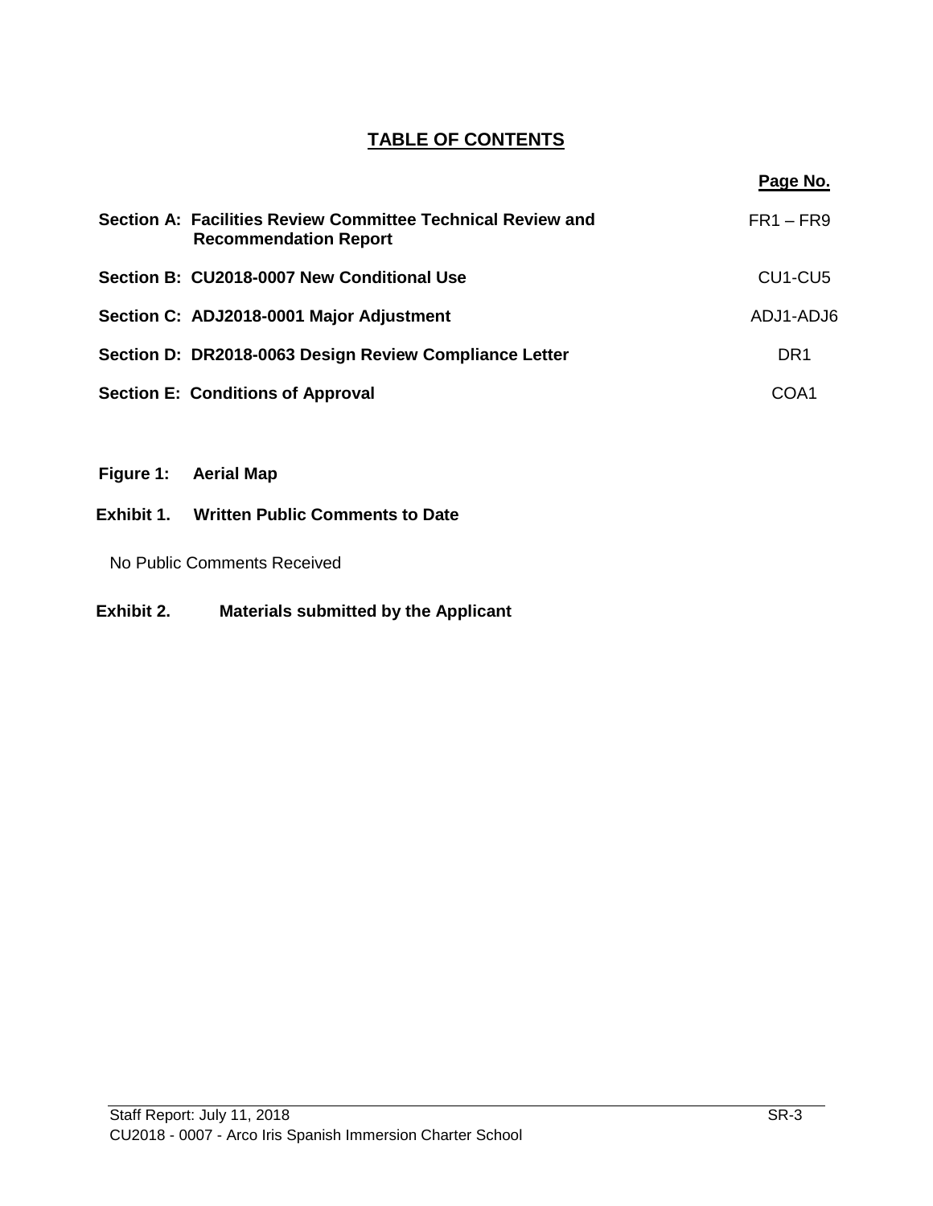# TABLE OF CONTENTS

| | Page No. |
|---|---|
| **Section A: Facilities Review Committee Technical Review and Recommendation Report** | FR1 – FR9 |
| **Section B: CU2018-0007 New Conditional Use** | CU1-CU5 |
| **Section C: ADJ2018-0001 Major Adjustment** | ADJ1-ADJ6 |
| **Section D: DR2018-0063 Design Review Compliance Letter** | DR1 |
| **Section E: Conditions of Approval** | COA1 |

**Figure 1: Aerial Map**

**Exhibit 1. Written Public Comments to Date**

No Public Comments Received

**Exhibit 2. Materials submitted by the Applicant**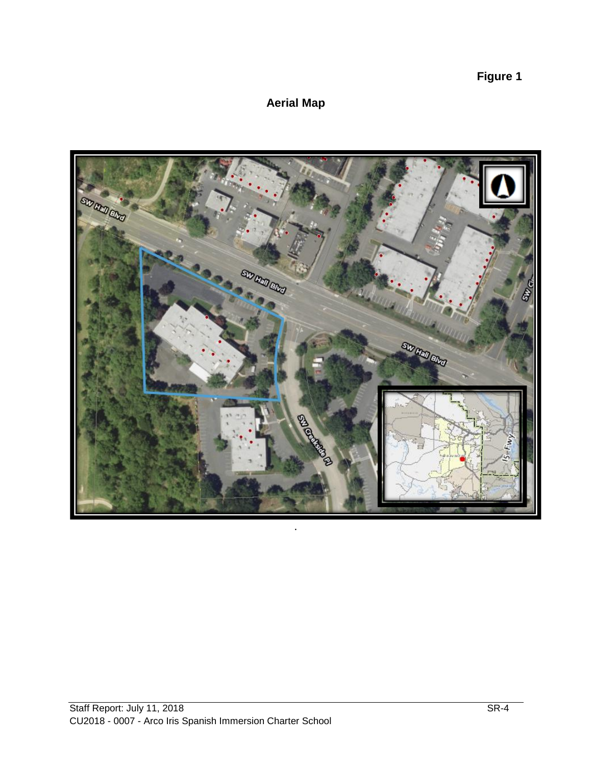**Figure 1**

## Aerial Map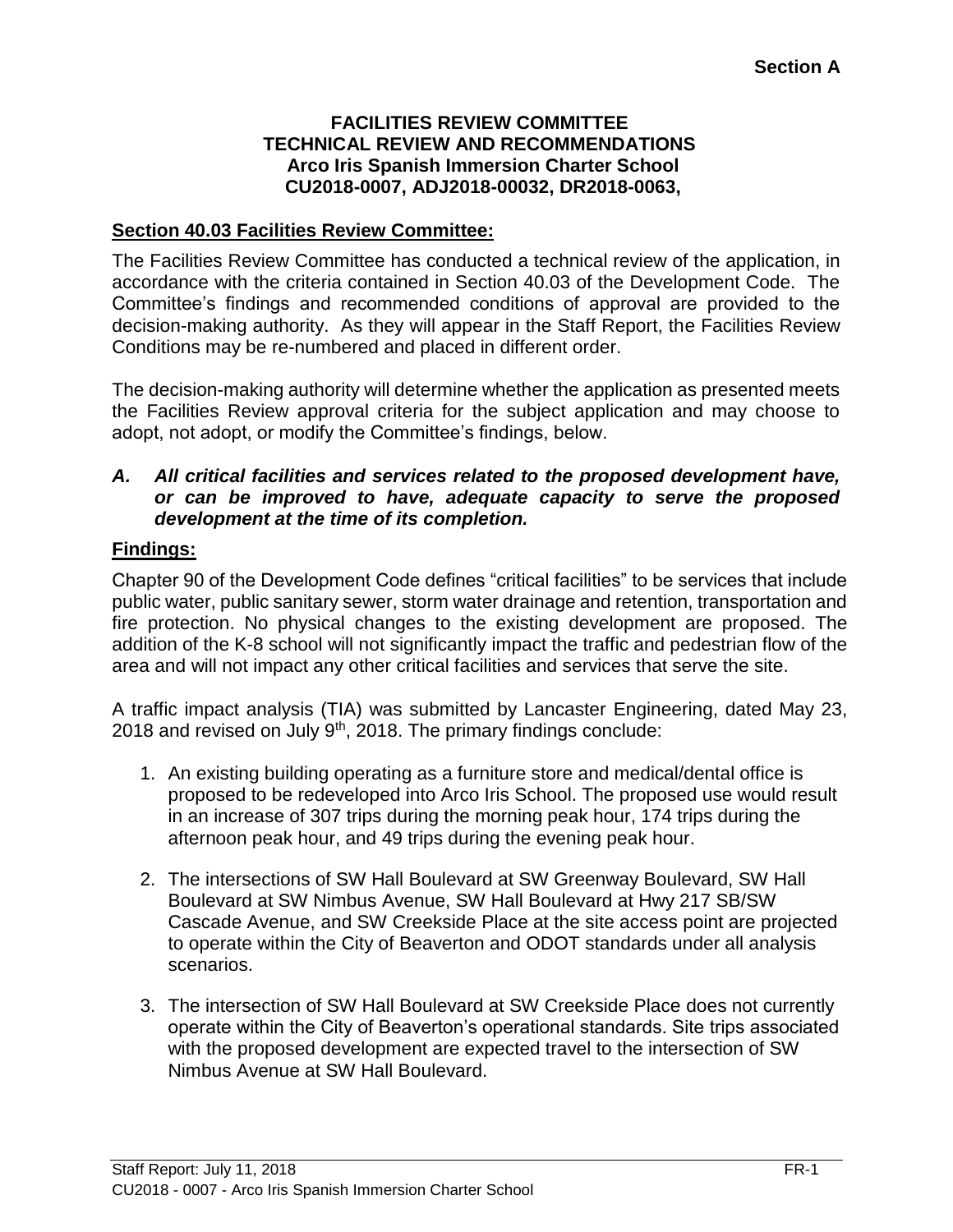**Section A**

**FACILITIES REVIEW COMMITTEE**
**TECHNICAL REVIEW AND RECOMMENDATIONS**
**Arco Iris Spanish Immersion Charter School**
**CU2018-0007, ADJ2018-00032, DR2018-0063,**

**Section 40.03 Facilities Review Committee:**

The Facilities Review Committee has conducted a technical review of the application, in accordance with the criteria contained in Section 40.03 of the Development Code. The Committee's findings and recommended conditions of approval are provided to the decision-making authority. As they will appear in the Staff Report, the Facilities Review Conditions may be re-numbered and placed in different order.

The decision-making authority will determine whether the application as presented meets the Facilities Review approval criteria for the subject application and may choose to adopt, not adopt, or modify the Committee's findings, below.

***A. All critical facilities and services related to the proposed development have, or can be improved to have, adequate capacity to serve the proposed development at the time of its completion.***

**Findings:**

Chapter 90 of the Development Code defines "critical facilities" to be services that include public water, public sanitary sewer, storm water drainage and retention, transportation and fire protection. No physical changes to the existing development are proposed. The addition of the K-8 school will not significantly impact the traffic and pedestrian flow of the area and will not impact any other critical facilities and services that serve the site.

A traffic impact analysis (TIA) was submitted by Lancaster Engineering, dated May 23, 2018 and revised on July 9th, 2018. The primary findings conclude:

1. An existing building operating as a furniture store and medical/dental office is proposed to be redeveloped into Arco Iris School. The proposed use would result in an increase of 307 trips during the morning peak hour, 174 trips during the afternoon peak hour, and 49 trips during the evening peak hour.

2. The intersections of SW Hall Boulevard at SW Greenway Boulevard, SW Hall Boulevard at SW Nimbus Avenue, SW Hall Boulevard at Hwy 217 SB/SW Cascade Avenue, and SW Creekside Place at the site access point are projected to operate within the City of Beaverton and ODOT standards under all analysis scenarios.

3. The intersection of SW Hall Boulevard at SW Creekside Place does not currently operate within the City of Beaverton's operational standards. Site trips associated with the proposed development are expected travel to the intersection of SW Nimbus Avenue at SW Hall Boulevard.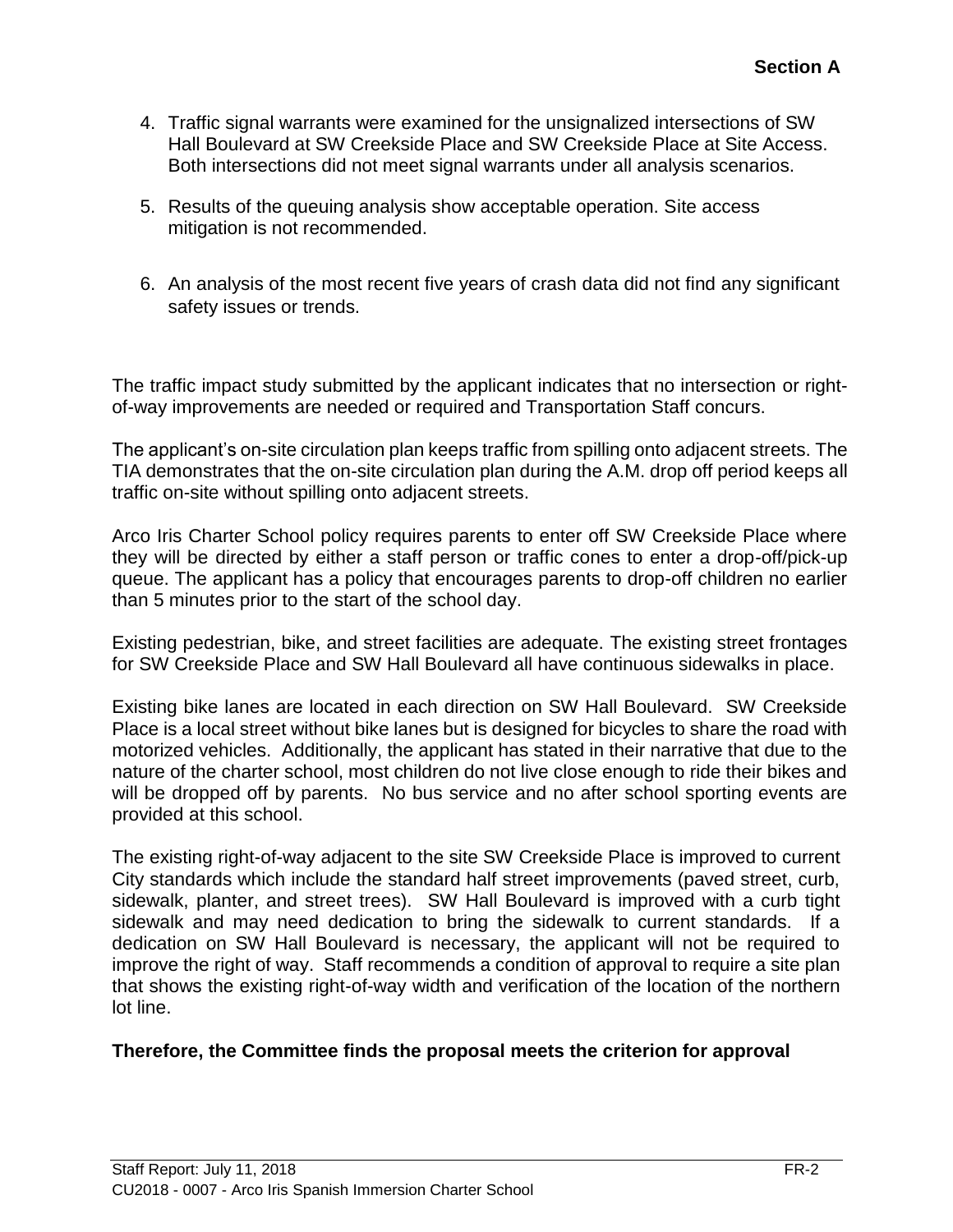4. Traffic signal warrants were examined for the unsignalized intersections of SW Hall Boulevard at SW Creekside Place and SW Creekside Place at Site Access. Both intersections did not meet signal warrants under all analysis scenarios.

5. Results of the queuing analysis show acceptable operation. Site access mitigation is not recommended.

6. An analysis of the most recent five years of crash data did not find any significant safety issues or trends.

The traffic impact study submitted by the applicant indicates that no intersection or right-of-way improvements are needed or required and Transportation Staff concurs.

The applicant's on-site circulation plan keeps traffic from spilling onto adjacent streets. The TIA demonstrates that the on-site circulation plan during the A.M. drop off period keeps all traffic on-site without spilling onto adjacent streets.

Arco Iris Charter School policy requires parents to enter off SW Creekside Place where they will be directed by either a staff person or traffic cones to enter a drop-off/pick-up queue. The applicant has a policy that encourages parents to drop-off children no earlier than 5 minutes prior to the start of the school day.

Existing pedestrian, bike, and street facilities are adequate. The existing street frontages for SW Creekside Place and SW Hall Boulevard all have continuous sidewalks in place.

Existing bike lanes are located in each direction on SW Hall Boulevard. SW Creekside Place is a local street without bike lanes but is designed for bicycles to share the road with motorized vehicles. Additionally, the applicant has stated in their narrative that due to the nature of the charter school, most children do not live close enough to ride their bikes and will be dropped off by parents. No bus service and no after school sporting events are provided at this school.

The existing right-of-way adjacent to the site SW Creekside Place is improved to current City standards which include the standard half street improvements (paved street, curb, sidewalk, planter, and street trees). SW Hall Boulevard is improved with a curb tight sidewalk and may need dedication to bring the sidewalk to current standards. If a dedication on SW Hall Boulevard is necessary, the applicant will not be required to improve the right of way. Staff recommends a condition of approval to require a site plan that shows the existing right-of-way width and verification of the location of the northern lot line.

**Therefore, the Committee finds the proposal meets the criterion for approval**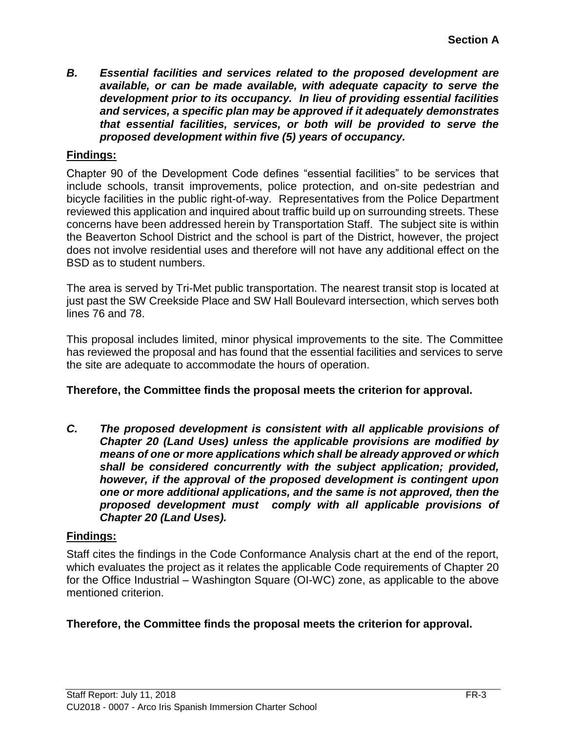**Section A**

***B. Essential facilities and services related to the proposed development are available, or can be made available, with adequate capacity to serve the development prior to its occupancy. In lieu of providing essential facilities and services, a specific plan may be approved if it adequately demonstrates that essential facilities, services, or both will be provided to serve the proposed development within five (5) years of occupancy.***

**Findings:**

Chapter 90 of the Development Code defines "essential facilities" to be services that include schools, transit improvements, police protection, and on-site pedestrian and bicycle facilities in the public right-of-way. Representatives from the Police Department reviewed this application and inquired about traffic build up on surrounding streets. These concerns have been addressed herein by Transportation Staff. The subject site is within the Beaverton School District and the school is part of the District, however, the project does not involve residential uses and therefore will not have any additional effect on the BSD as to student numbers.

The area is served by Tri-Met public transportation. The nearest transit stop is located at just past the SW Creekside Place and SW Hall Boulevard intersection, which serves both lines 76 and 78.

This proposal includes limited, minor physical improvements to the site. The Committee has reviewed the proposal and has found that the essential facilities and services to serve the site are adequate to accommodate the hours of operation.

**Therefore, the Committee finds the proposal meets the criterion for approval.**

***C. The proposed development is consistent with all applicable provisions of Chapter 20 (Land Uses) unless the applicable provisions are modified by means of one or more applications which shall be already approved or which shall be considered concurrently with the subject application; provided, however, if the approval of the proposed development is contingent upon one or more additional applications, and the same is not approved, then the proposed development must comply with all applicable provisions of Chapter 20 (Land Uses).***

**Findings:**

Staff cites the findings in the Code Conformance Analysis chart at the end of the report, which evaluates the project as it relates the applicable Code requirements of Chapter 20 for the Office Industrial – Washington Square (OI-WC) zone, as applicable to the above mentioned criterion.

**Therefore, the Committee finds the proposal meets the criterion for approval.**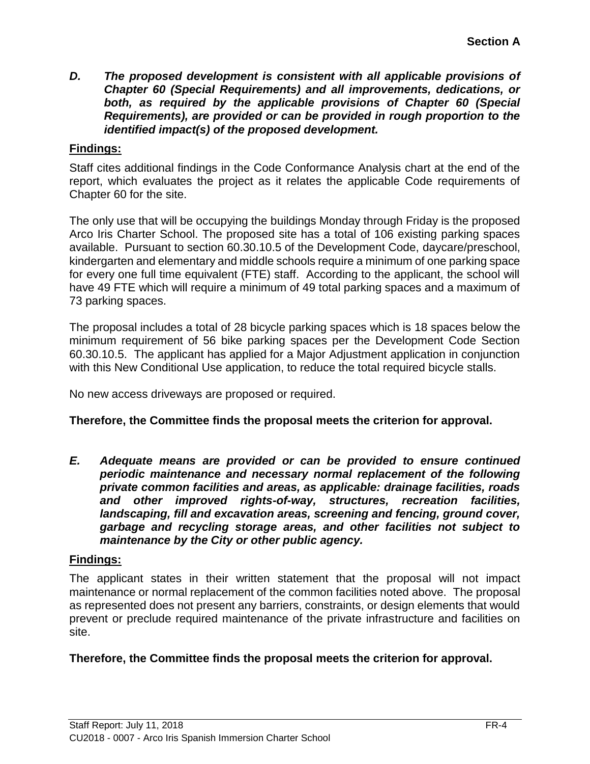**Section A**

***D. The proposed development is consistent with all applicable provisions of Chapter 60 (Special Requirements) and all improvements, dedications, or both, as required by the applicable provisions of Chapter 60 (Special Requirements), are provided or can be provided in rough proportion to the identified impact(s) of the proposed development.***

**Findings:**

Staff cites additional findings in the Code Conformance Analysis chart at the end of the report, which evaluates the project as it relates the applicable Code requirements of Chapter 60 for the site.

The only use that will be occupying the buildings Monday through Friday is the proposed Arco Iris Charter School. The proposed site has a total of 106 existing parking spaces available. Pursuant to section 60.30.10.5 of the Development Code, daycare/preschool, kindergarten and elementary and middle schools require a minimum of one parking space for every one full time equivalent (FTE) staff. According to the applicant, the school will have 49 FTE which will require a minimum of 49 total parking spaces and a maximum of 73 parking spaces.

The proposal includes a total of 28 bicycle parking spaces which is 18 spaces below the minimum requirement of 56 bike parking spaces per the Development Code Section 60.30.10.5. The applicant has applied for a Major Adjustment application in conjunction with this New Conditional Use application, to reduce the total required bicycle stalls.

No new access driveways are proposed or required.

**Therefore, the Committee finds the proposal meets the criterion for approval.**

***E. Adequate means are provided or can be provided to ensure continued periodic maintenance and necessary normal replacement of the following private common facilities and areas, as applicable: drainage facilities, roads and other improved rights-of-way, structures, recreation facilities, landscaping, fill and excavation areas, screening and fencing, ground cover, garbage and recycling storage areas, and other facilities not subject to maintenance by the City or other public agency.***

**Findings:**

The applicant states in their written statement that the proposal will not impact maintenance or normal replacement of the common facilities noted above. The proposal as represented does not present any barriers, constraints, or design elements that would prevent or preclude required maintenance of the private infrastructure and facilities on site.

**Therefore, the Committee finds the proposal meets the criterion for approval.**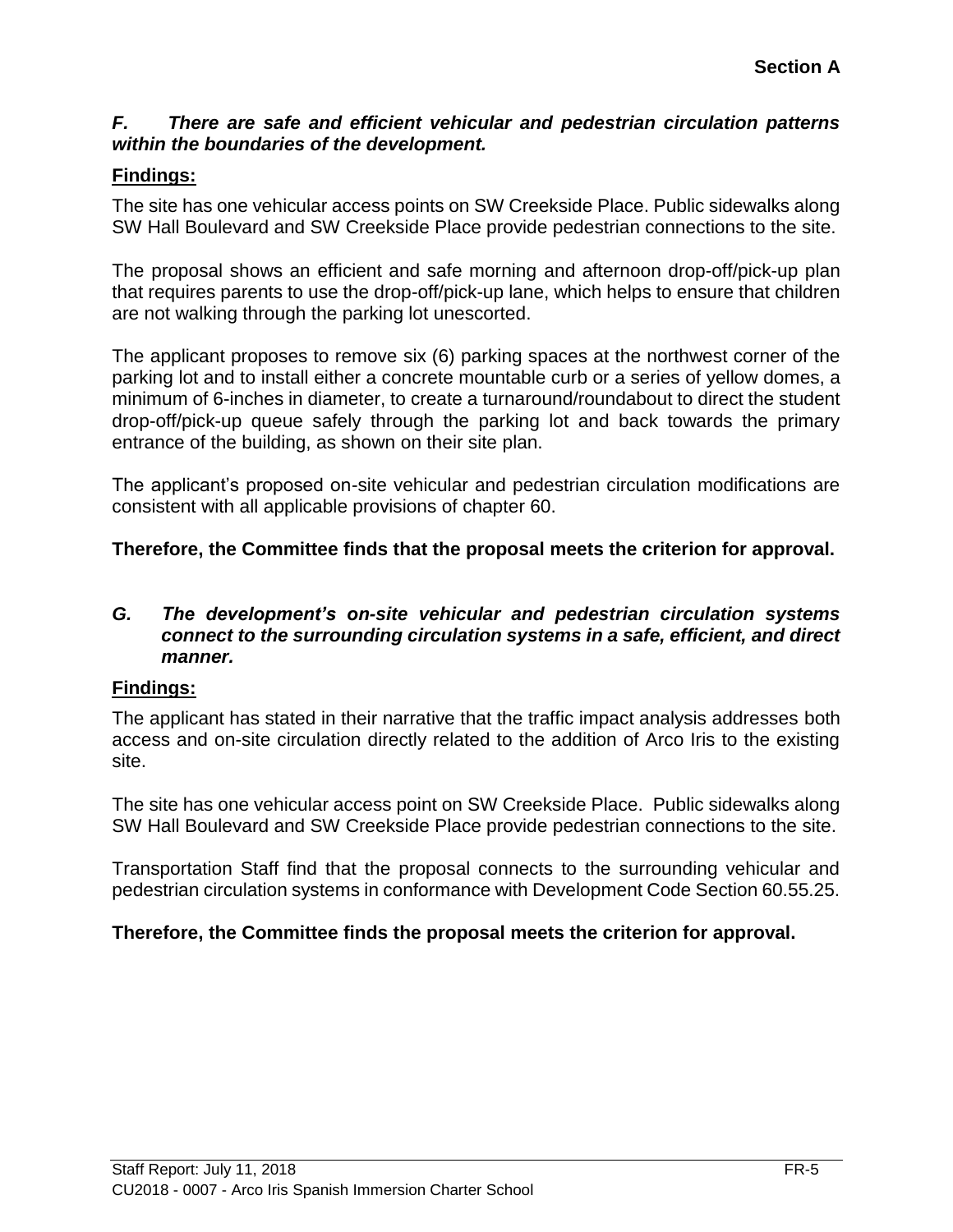***F. There are safe and efficient vehicular and pedestrian circulation patterns within the boundaries of the development.***

**Findings:**

The site has one vehicular access points on SW Creekside Place. Public sidewalks along SW Hall Boulevard and SW Creekside Place provide pedestrian connections to the site.

The proposal shows an efficient and safe morning and afternoon drop-off/pick-up plan that requires parents to use the drop-off/pick-up lane, which helps to ensure that children are not walking through the parking lot unescorted.

The applicant proposes to remove six (6) parking spaces at the northwest corner of the parking lot and to install either a concrete mountable curb or a series of yellow domes, a minimum of 6-inches in diameter, to create a turnaround/roundabout to direct the student drop-off/pick-up queue safely through the parking lot and back towards the primary entrance of the building, as shown on their site plan.

The applicant's proposed on-site vehicular and pedestrian circulation modifications are consistent with all applicable provisions of chapter 60.

**Therefore, the Committee finds that the proposal meets the criterion for approval.**

***G. The development's on-site vehicular and pedestrian circulation systems connect to the surrounding circulation systems in a safe, efficient, and direct manner.***

**Findings:**

The applicant has stated in their narrative that the traffic impact analysis addresses both access and on-site circulation directly related to the addition of Arco Iris to the existing site.

The site has one vehicular access point on SW Creekside Place. Public sidewalks along SW Hall Boulevard and SW Creekside Place provide pedestrian connections to the site.

Transportation Staff find that the proposal connects to the surrounding vehicular and pedestrian circulation systems in conformance with Development Code Section 60.55.25.

**Therefore, the Committee finds the proposal meets the criterion for approval.**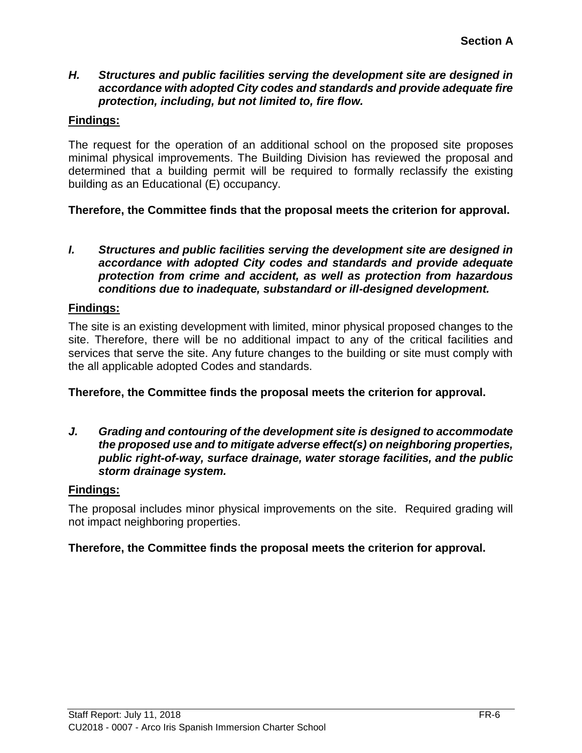***H. Structures and public facilities serving the development site are designed in accordance with adopted City codes and standards and provide adequate fire protection, including, but not limited to, fire flow.***

**Findings:**

The request for the operation of an additional school on the proposed site proposes minimal physical improvements. The Building Division has reviewed the proposal and determined that a building permit will be required to formally reclassify the existing building as an Educational (E) occupancy.

**Therefore, the Committee finds that the proposal meets the criterion for approval.**

***I. Structures and public facilities serving the development site are designed in accordance with adopted City codes and standards and provide adequate protection from crime and accident, as well as protection from hazardous conditions due to inadequate, substandard or ill-designed development.***

**Findings:**

The site is an existing development with limited, minor physical proposed changes to the site. Therefore, there will be no additional impact to any of the critical facilities and services that serve the site. Any future changes to the building or site must comply with the all applicable adopted Codes and standards.

**Therefore, the Committee finds the proposal meets the criterion for approval.**

***J. Grading and contouring of the development site is designed to accommodate the proposed use and to mitigate adverse effect(s) on neighboring properties, public right-of-way, surface drainage, water storage facilities, and the public storm drainage system.***

**Findings:**

The proposal includes minor physical improvements on the site. Required grading will not impact neighboring properties.

**Therefore, the Committee finds the proposal meets the criterion for approval.**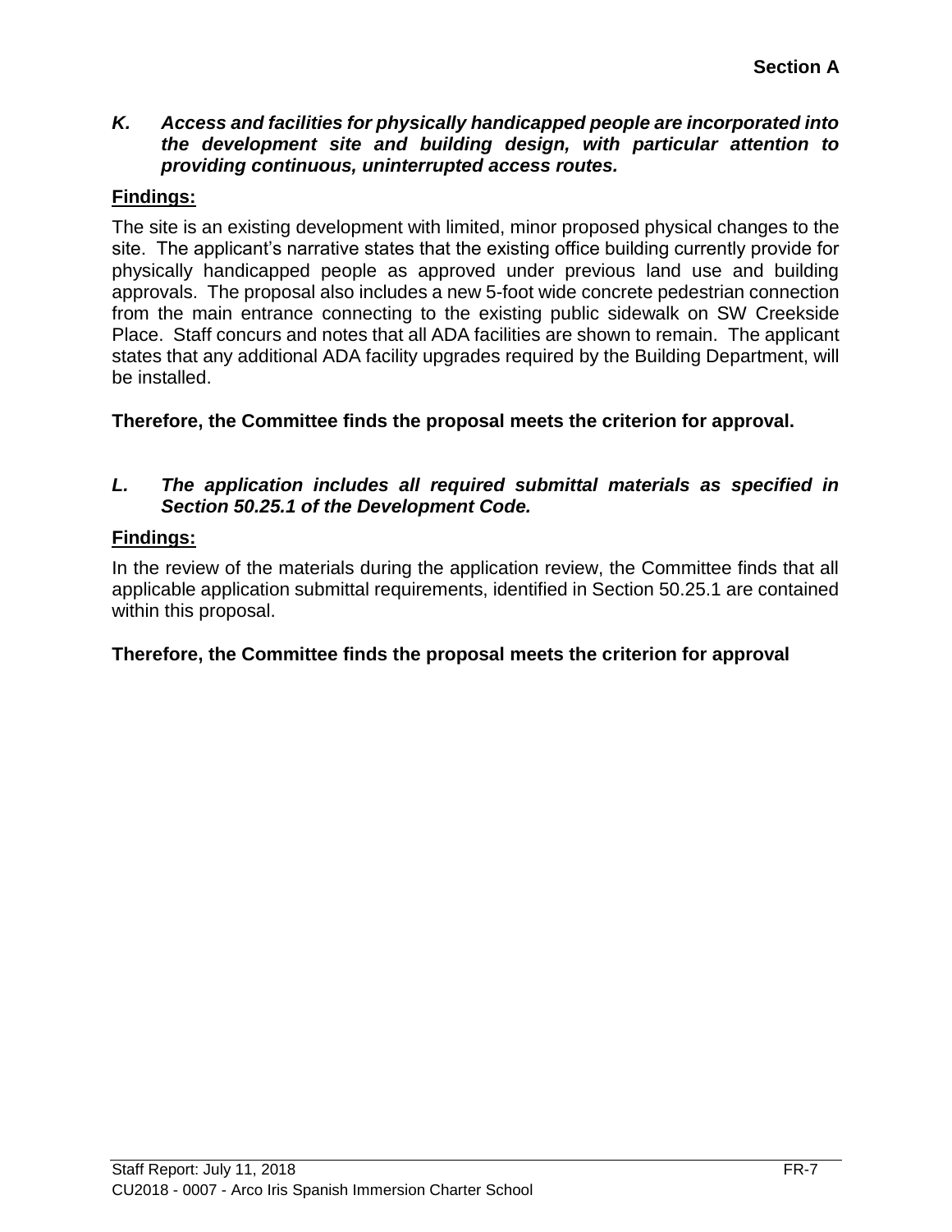*K. Access and facilities for physically handicapped people are incorporated into the development site and building design, with particular attention to providing continuous, uninterrupted access routes.*

**Findings:**

The site is an existing development with limited, minor proposed physical changes to the site. The applicant's narrative states that the existing office building currently provide for physically handicapped people as approved under previous land use and building approvals. The proposal also includes a new 5-foot wide concrete pedestrian connection from the main entrance connecting to the existing public sidewalk on SW Creekside Place. Staff concurs and notes that all ADA facilities are shown to remain. The applicant states that any additional ADA facility upgrades required by the Building Department, will be installed.

**Therefore, the Committee finds the proposal meets the criterion for approval.**

*L. The application includes all required submittal materials as specified in Section 50.25.1 of the Development Code.*

**Findings:**

In the review of the materials during the application review, the Committee finds that all applicable application submittal requirements, identified in Section 50.25.1 are contained within this proposal.

**Therefore, the Committee finds the proposal meets the criterion for approval**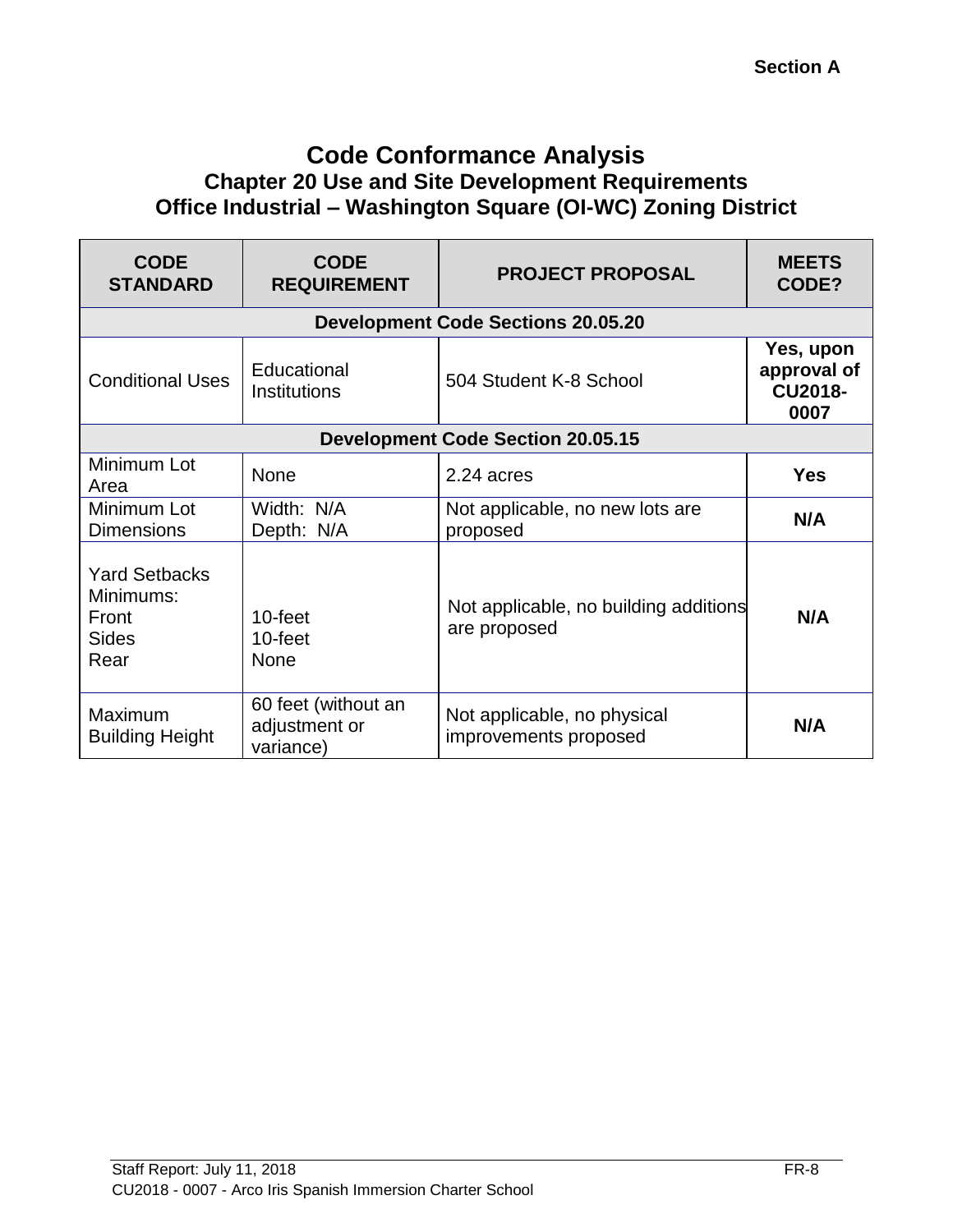**Section A**

# Code Conformance Analysis

## Chapter 20 Use and Site Development Requirements

## Office Industrial – Washington Square (OI-WC) Zoning District

| CODE STANDARD | CODE REQUIREMENT | PROJECT PROPOSAL | MEETS CODE? |
|---|---|---|---|
| **Development Code Sections 20.05.20** | | | |
| Conditional Uses | Educational Institutions | 504 Student K-8 School | **Yes, upon approval of CU2018-0007** |
| **Development Code Section 20.05.15** | | | |
| Minimum Lot Area | None | 2.24 acres | **Yes** |
| Minimum Lot Dimensions | Width: N/A<br>Depth: N/A | Not applicable, no new lots are proposed | **N/A** |
| Yard Setbacks Minimums:<br>Front<br>Sides<br>Rear | <br><br>10-feet<br>10-feet<br>None | Not applicable, no building additions are proposed | **N/A** |
| Maximum Building Height | 60 feet (without an adjustment or variance) | Not applicable, no physical improvements proposed | **N/A** |

Staff Report: July 11, 2018
CU2018 - 0007 - Arco Iris Spanish Immersion Charter School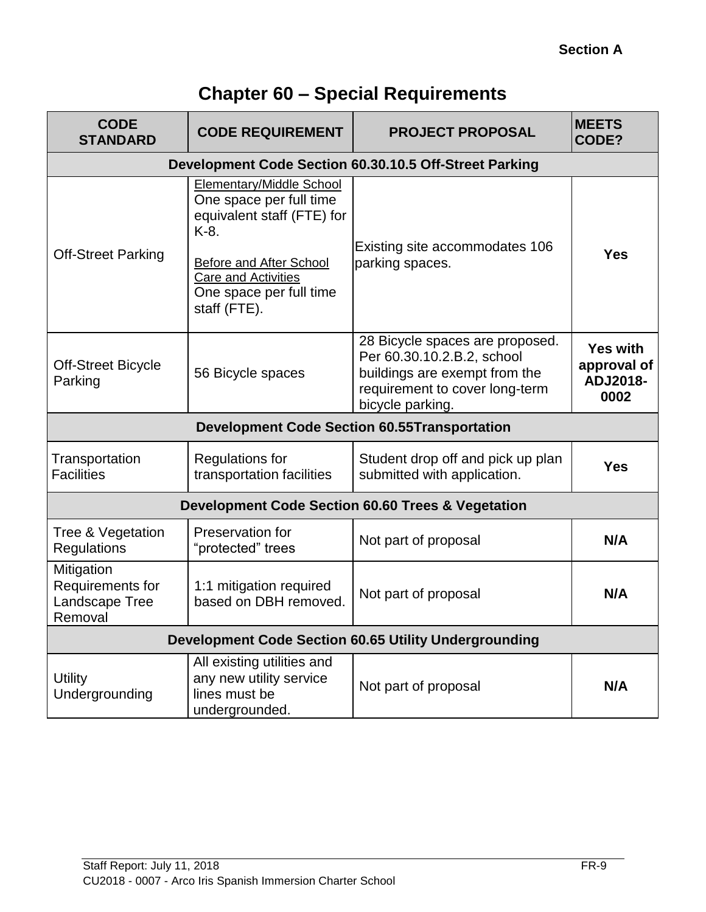**Section A**

# Chapter 60 – Special Requirements

| CODE STANDARD | CODE REQUIREMENT | PROJECT PROPOSAL | MEETS CODE? |
|---|---|---|---|
| **Development Code Section 60.30.10.5 Off-Street Parking** | | | |
| Off-Street Parking | Elementary/Middle School<br>One space per full time equivalent staff (FTE) for K-8.<br><br>Before and After School Care and Activities<br>One space per full time staff (FTE). | Existing site accommodates 106 parking spaces. | **Yes** |
| Off-Street Bicycle Parking | 56 Bicycle spaces | 28 Bicycle spaces are proposed. Per 60.30.10.2.B.2, school buildings are exempt from the requirement to cover long-term bicycle parking. | **Yes with approval of ADJ2018-0002** |
| **Development Code Section 60.55Transportation** | | | |
| Transportation Facilities | Regulations for transportation facilities | Student drop off and pick up plan submitted with application. | **Yes** |
| **Development Code Section 60.60 Trees & Vegetation** | | | |
| Tree & Vegetation Regulations | Preservation for "protected" trees | Not part of proposal | **N/A** |
| Mitigation Requirements for Landscape Tree Removal | 1:1 mitigation required based on DBH removed. | Not part of proposal | **N/A** |
| **Development Code Section 60.65 Utility Undergrounding** | | | |
| Utility Undergrounding | All existing utilities and any new utility service lines must be undergrounded. | Not part of proposal | **N/A** |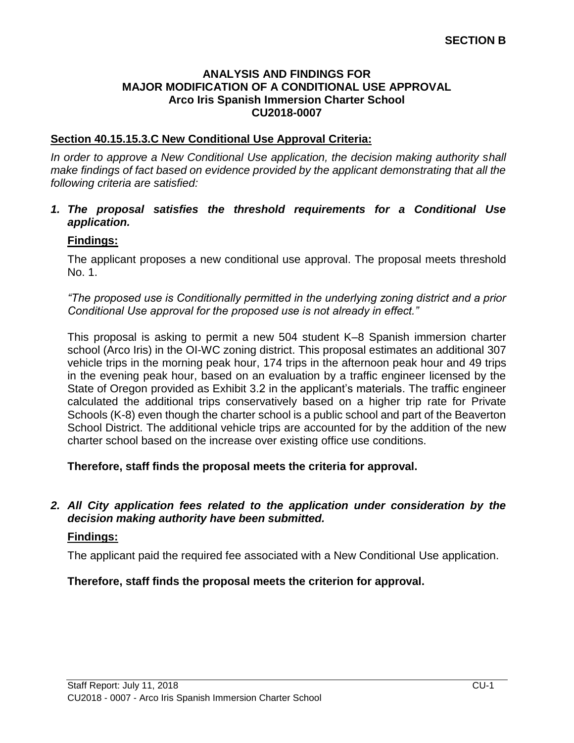**SECTION B**

**ANALYSIS AND FINDINGS FOR**
**MAJOR MODIFICATION OF A CONDITIONAL USE APPROVAL**
**Arco Iris Spanish Immersion Charter School**
**CU2018-0007**

**Section 40.15.15.3.C New Conditional Use Approval Criteria:**

*In order to approve a New Conditional Use application, the decision making authority shall make findings of fact based on evidence provided by the applicant demonstrating that all the following criteria are satisfied:*

***1. The proposal satisfies the threshold requirements for a Conditional Use application.***

**Findings:**

The applicant proposes a new conditional use approval. The proposal meets threshold No. 1.

*"The proposed use is Conditionally permitted in the underlying zoning district and a prior Conditional Use approval for the proposed use is not already in effect."*

This proposal is asking to permit a new 504 student K–8 Spanish immersion charter school (Arco Iris) in the OI-WC zoning district. This proposal estimates an additional 307 vehicle trips in the morning peak hour, 174 trips in the afternoon peak hour and 49 trips in the evening peak hour, based on an evaluation by a traffic engineer licensed by the State of Oregon provided as Exhibit 3.2 in the applicant's materials. The traffic engineer calculated the additional trips conservatively based on a higher trip rate for Private Schools (K-8) even though the charter school is a public school and part of the Beaverton School District. The additional vehicle trips are accounted for by the addition of the new charter school based on the increase over existing office use conditions.

**Therefore, staff finds the proposal meets the criteria for approval.**

***2. All City application fees related to the application under consideration by the decision making authority have been submitted.***

**Findings:**

The applicant paid the required fee associated with a New Conditional Use application.

**Therefore, staff finds the proposal meets the criterion for approval.**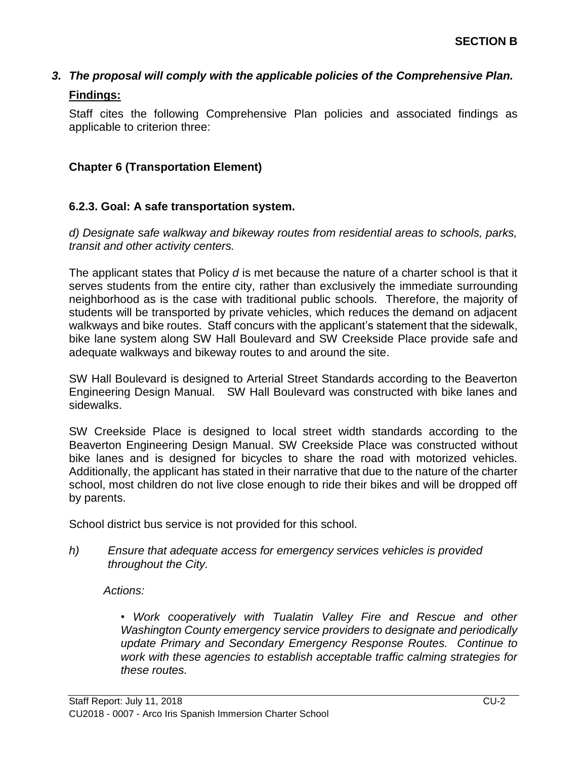**SECTION B**

### *3. The proposal will comply with the applicable policies of the Comprehensive Plan.*

**Findings:**

Staff cites the following Comprehensive Plan policies and associated findings as applicable to criterion three:

**Chapter 6 (Transportation Element)**

**6.2.3. Goal: A safe transportation system.**

*d) Designate safe walkway and bikeway routes from residential areas to schools, parks, transit and other activity centers.*

The applicant states that Policy *d* is met because the nature of a charter school is that it serves students from the entire city, rather than exclusively the immediate surrounding neighborhood as is the case with traditional public schools. Therefore, the majority of students will be transported by private vehicles, which reduces the demand on adjacent walkways and bike routes. Staff concurs with the applicant's statement that the sidewalk, bike lane system along SW Hall Boulevard and SW Creekside Place provide safe and adequate walkways and bikeway routes to and around the site.

SW Hall Boulevard is designed to Arterial Street Standards according to the Beaverton Engineering Design Manual. SW Hall Boulevard was constructed with bike lanes and sidewalks.

SW Creekside Place is designed to local street width standards according to the Beaverton Engineering Design Manual. SW Creekside Place was constructed without bike lanes and is designed for bicycles to share the road with motorized vehicles. Additionally, the applicant has stated in their narrative that due to the nature of the charter school, most children do not live close enough to ride their bikes and will be dropped off by parents.

School district bus service is not provided for this school.

*h) Ensure that adequate access for emergency services vehicles is provided throughout the City.*

*Actions:*

- *Work cooperatively with Tualatin Valley Fire and Rescue and other Washington County emergency service providers to designate and periodically update Primary and Secondary Emergency Response Routes. Continue to work with these agencies to establish acceptable traffic calming strategies for these routes.*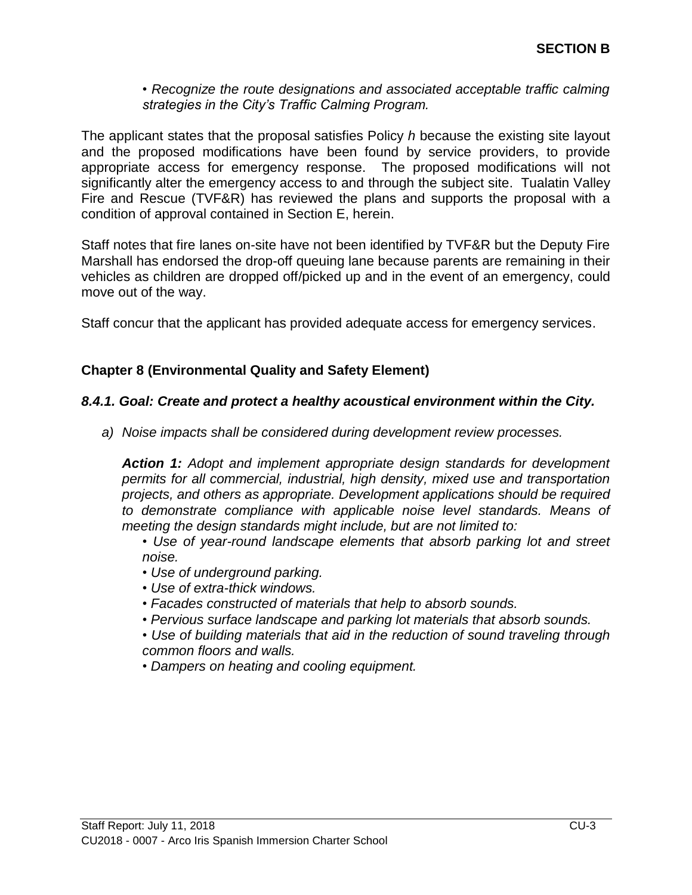• *Recognize the route designations and associated acceptable traffic calming strategies in the City's Traffic Calming Program.*

The applicant states that the proposal satisfies Policy *h* because the existing site layout and the proposed modifications have been found by service providers, to provide appropriate access for emergency response. The proposed modifications will not significantly alter the emergency access to and through the subject site. Tualatin Valley Fire and Rescue (TVF&R) has reviewed the plans and supports the proposal with a condition of approval contained in Section E, herein.

Staff notes that fire lanes on-site have not been identified by TVF&R but the Deputy Fire Marshall has endorsed the drop-off queuing lane because parents are remaining in their vehicles as children are dropped off/picked up and in the event of an emergency, could move out of the way.

Staff concur that the applicant has provided adequate access for emergency services.

## Chapter 8 (Environmental Quality and Safety Element)

### *8.4.1. Goal: Create and protect a healthy acoustical environment within the City.*

*a) Noise impacts shall be considered during development review processes.*

***Action 1:*** *Adopt and implement appropriate design standards for development permits for all commercial, industrial, high density, mixed use and transportation projects, and others as appropriate. Development applications should be required to demonstrate compliance with applicable noise level standards. Means of meeting the design standards might include, but are not limited to:*

- *Use of year-round landscape elements that absorb parking lot and street noise.*
- *Use of underground parking.*
- *Use of extra-thick windows.*
- *Facades constructed of materials that help to absorb sounds.*
- *Pervious surface landscape and parking lot materials that absorb sounds.*
- *Use of building materials that aid in the reduction of sound traveling through common floors and walls.*
- *Dampers on heating and cooling equipment.*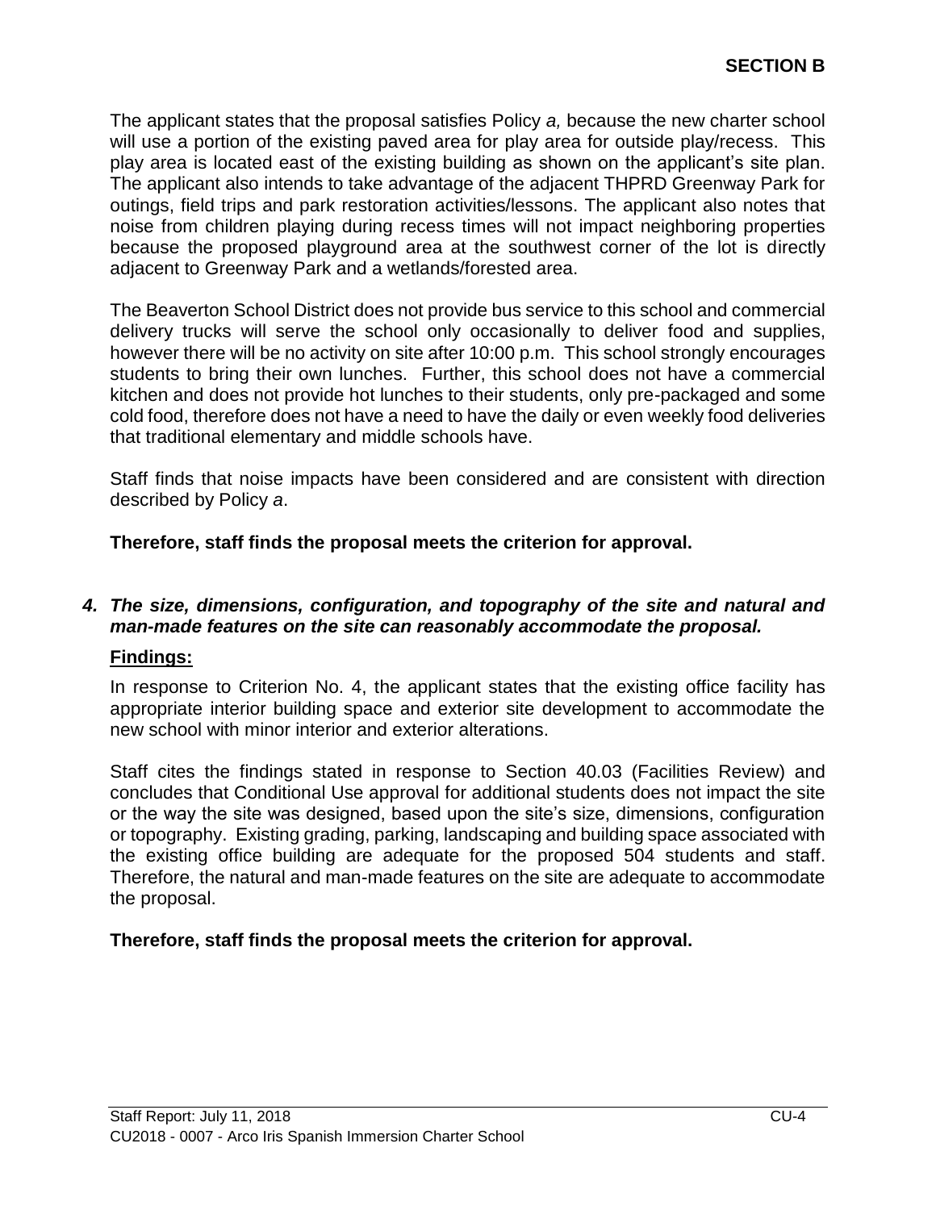**SECTION B**

The applicant states that the proposal satisfies Policy *a,* because the new charter school will use a portion of the existing paved area for play area for outside play/recess. This play area is located east of the existing building as shown on the applicant's site plan. The applicant also intends to take advantage of the adjacent THPRD Greenway Park for outings, field trips and park restoration activities/lessons. The applicant also notes that noise from children playing during recess times will not impact neighboring properties because the proposed playground area at the southwest corner of the lot is directly adjacent to Greenway Park and a wetlands/forested area.

The Beaverton School District does not provide bus service to this school and commercial delivery trucks will serve the school only occasionally to deliver food and supplies, however there will be no activity on site after 10:00 p.m. This school strongly encourages students to bring their own lunches. Further, this school does not have a commercial kitchen and does not provide hot lunches to their students, only pre-packaged and some cold food, therefore does not have a need to have the daily or even weekly food deliveries that traditional elementary and middle schools have.

Staff finds that noise impacts have been considered and are consistent with direction described by Policy *a*.

**Therefore, staff finds the proposal meets the criterion for approval.**

***4. The size, dimensions, configuration, and topography of the site and natural and man-made features on the site can reasonably accommodate the proposal.***

**Findings:**

In response to Criterion No. 4, the applicant states that the existing office facility has appropriate interior building space and exterior site development to accommodate the new school with minor interior and exterior alterations.

Staff cites the findings stated in response to Section 40.03 (Facilities Review) and concludes that Conditional Use approval for additional students does not impact the site or the way the site was designed, based upon the site's size, dimensions, configuration or topography. Existing grading, parking, landscaping and building space associated with the existing office building are adequate for the proposed 504 students and staff. Therefore, the natural and man-made features on the site are adequate to accommodate the proposal.

**Therefore, staff finds the proposal meets the criterion for approval.**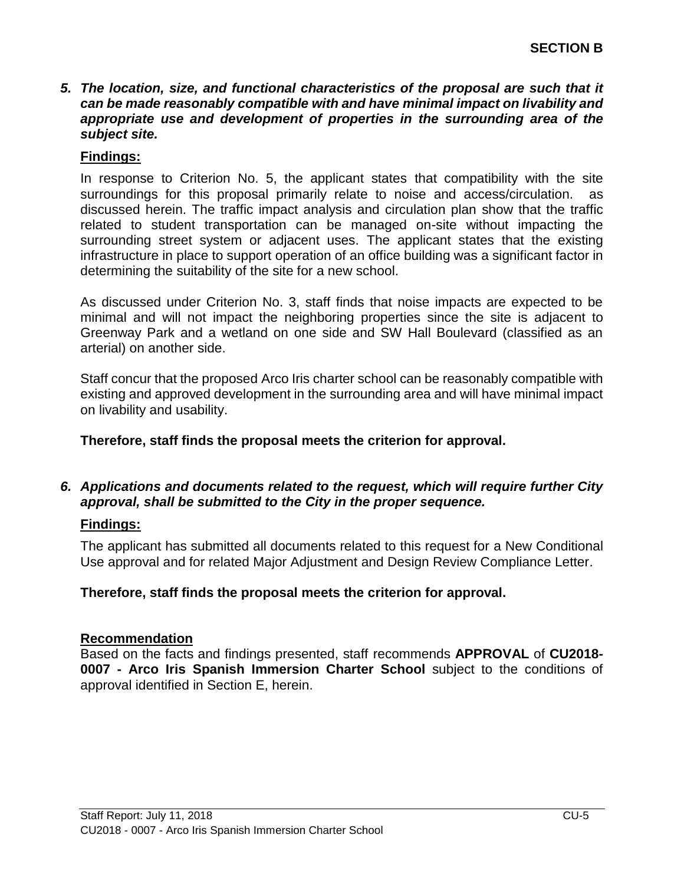**SECTION B**

***5. The location, size, and functional characteristics of the proposal are such that it can be made reasonably compatible with and have minimal impact on livability and appropriate use and development of properties in the surrounding area of the subject site.***

**Findings:**

In response to Criterion No. 5, the applicant states that compatibility with the site surroundings for this proposal primarily relate to noise and access/circulation. as discussed herein. The traffic impact analysis and circulation plan show that the traffic related to student transportation can be managed on-site without impacting the surrounding street system or adjacent uses. The applicant states that the existing infrastructure in place to support operation of an office building was a significant factor in determining the suitability of the site for a new school.

As discussed under Criterion No. 3, staff finds that noise impacts are expected to be minimal and will not impact the neighboring properties since the site is adjacent to Greenway Park and a wetland on one side and SW Hall Boulevard (classified as an arterial) on another side.

Staff concur that the proposed Arco Iris charter school can be reasonably compatible with existing and approved development in the surrounding area and will have minimal impact on livability and usability.

**Therefore, staff finds the proposal meets the criterion for approval.**

***6. Applications and documents related to the request, which will require further City approval, shall be submitted to the City in the proper sequence.***

**Findings:**

The applicant has submitted all documents related to this request for a New Conditional Use approval and for related Major Adjustment and Design Review Compliance Letter.

**Therefore, staff finds the proposal meets the criterion for approval.**

**Recommendation**

Based on the facts and findings presented, staff recommends **APPROVAL** of **CU2018-0007 - Arco Iris Spanish Immersion Charter School** subject to the conditions of approval identified in Section E, herein.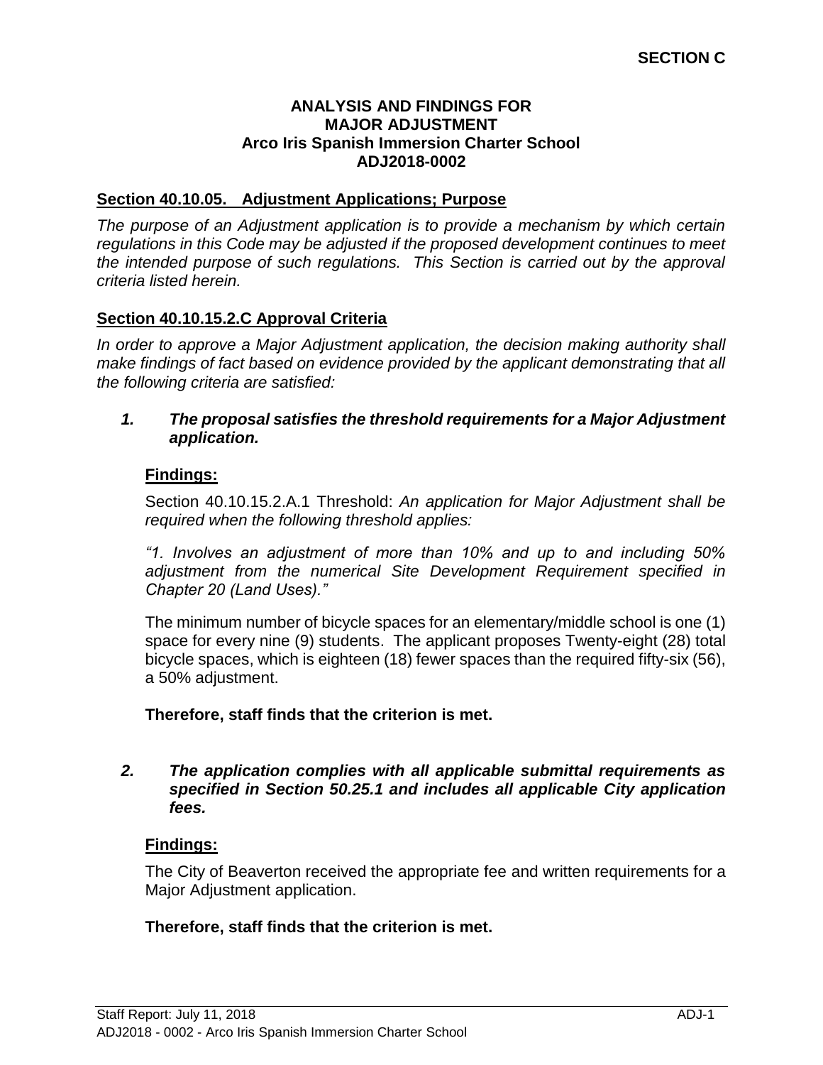**SECTION C**

**ANALYSIS AND FINDINGS FOR
MAJOR ADJUSTMENT
Arco Iris Spanish Immersion Charter School
ADJ2018-0002**

## Section 40.10.05. Adjustment Applications; Purpose

*The purpose of an Adjustment application is to provide a mechanism by which certain regulations in this Code may be adjusted if the proposed development continues to meet the intended purpose of such regulations. This Section is carried out by the approval criteria listed herein.*

## Section 40.10.15.2.C Approval Criteria

*In order to approve a Major Adjustment application, the decision making authority shall make findings of fact based on evidence provided by the applicant demonstrating that all the following criteria are satisfied:*

***1. The proposal satisfies the threshold requirements for a Major Adjustment application.***

**Findings:**

Section 40.10.15.2.A.1 Threshold: *An application for Major Adjustment shall be required when the following threshold applies:*

*"1. Involves an adjustment of more than 10% and up to and including 50% adjustment from the numerical Site Development Requirement specified in Chapter 20 (Land Uses)."*

The minimum number of bicycle spaces for an elementary/middle school is one (1) space for every nine (9) students. The applicant proposes Twenty-eight (28) total bicycle spaces, which is eighteen (18) fewer spaces than the required fifty-six (56), a 50% adjustment.

**Therefore, staff finds that the criterion is met.**

***2. The application complies with all applicable submittal requirements as specified in Section 50.25.1 and includes all applicable City application fees.***

**Findings:**

The City of Beaverton received the appropriate fee and written requirements for a Major Adjustment application.

**Therefore, staff finds that the criterion is met.**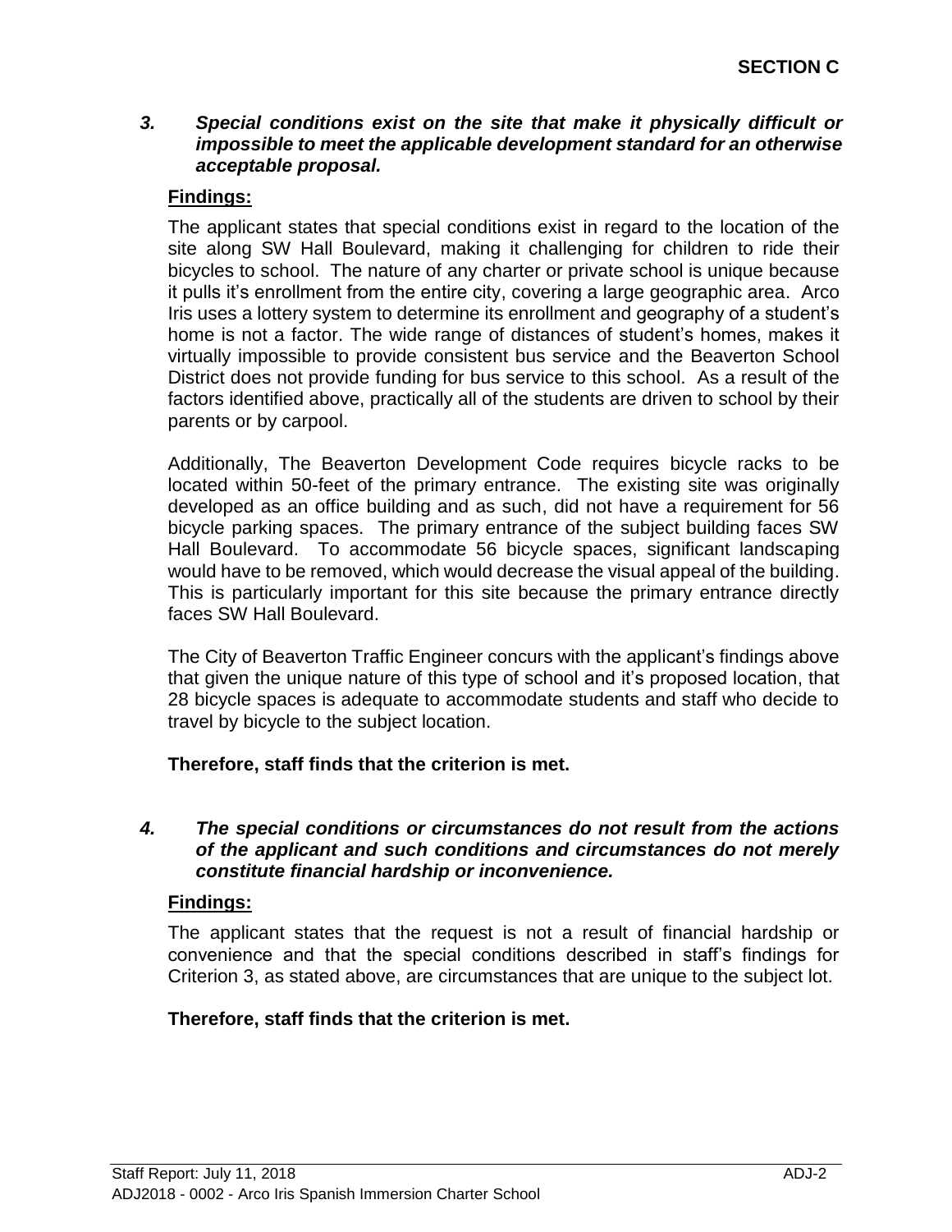**SECTION C**

***3. Special conditions exist on the site that make it physically difficult or impossible to meet the applicable development standard for an otherwise acceptable proposal.***

**Findings:**

The applicant states that special conditions exist in regard to the location of the site along SW Hall Boulevard, making it challenging for children to ride their bicycles to school. The nature of any charter or private school is unique because it pulls it's enrollment from the entire city, covering a large geographic area. Arco Iris uses a lottery system to determine its enrollment and geography of a student's home is not a factor. The wide range of distances of student's homes, makes it virtually impossible to provide consistent bus service and the Beaverton School District does not provide funding for bus service to this school. As a result of the factors identified above, practically all of the students are driven to school by their parents or by carpool.

Additionally, The Beaverton Development Code requires bicycle racks to be located within 50-feet of the primary entrance. The existing site was originally developed as an office building and as such, did not have a requirement for 56 bicycle parking spaces. The primary entrance of the subject building faces SW Hall Boulevard. To accommodate 56 bicycle spaces, significant landscaping would have to be removed, which would decrease the visual appeal of the building. This is particularly important for this site because the primary entrance directly faces SW Hall Boulevard.

The City of Beaverton Traffic Engineer concurs with the applicant's findings above that given the unique nature of this type of school and it's proposed location, that 28 bicycle spaces is adequate to accommodate students and staff who decide to travel by bicycle to the subject location.

**Therefore, staff finds that the criterion is met.**

***4. The special conditions or circumstances do not result from the actions of the applicant and such conditions and circumstances do not merely constitute financial hardship or inconvenience.***

**Findings:**

The applicant states that the request is not a result of financial hardship or convenience and that the special conditions described in staff's findings for Criterion 3, as stated above, are circumstances that are unique to the subject lot.

**Therefore, staff finds that the criterion is met.**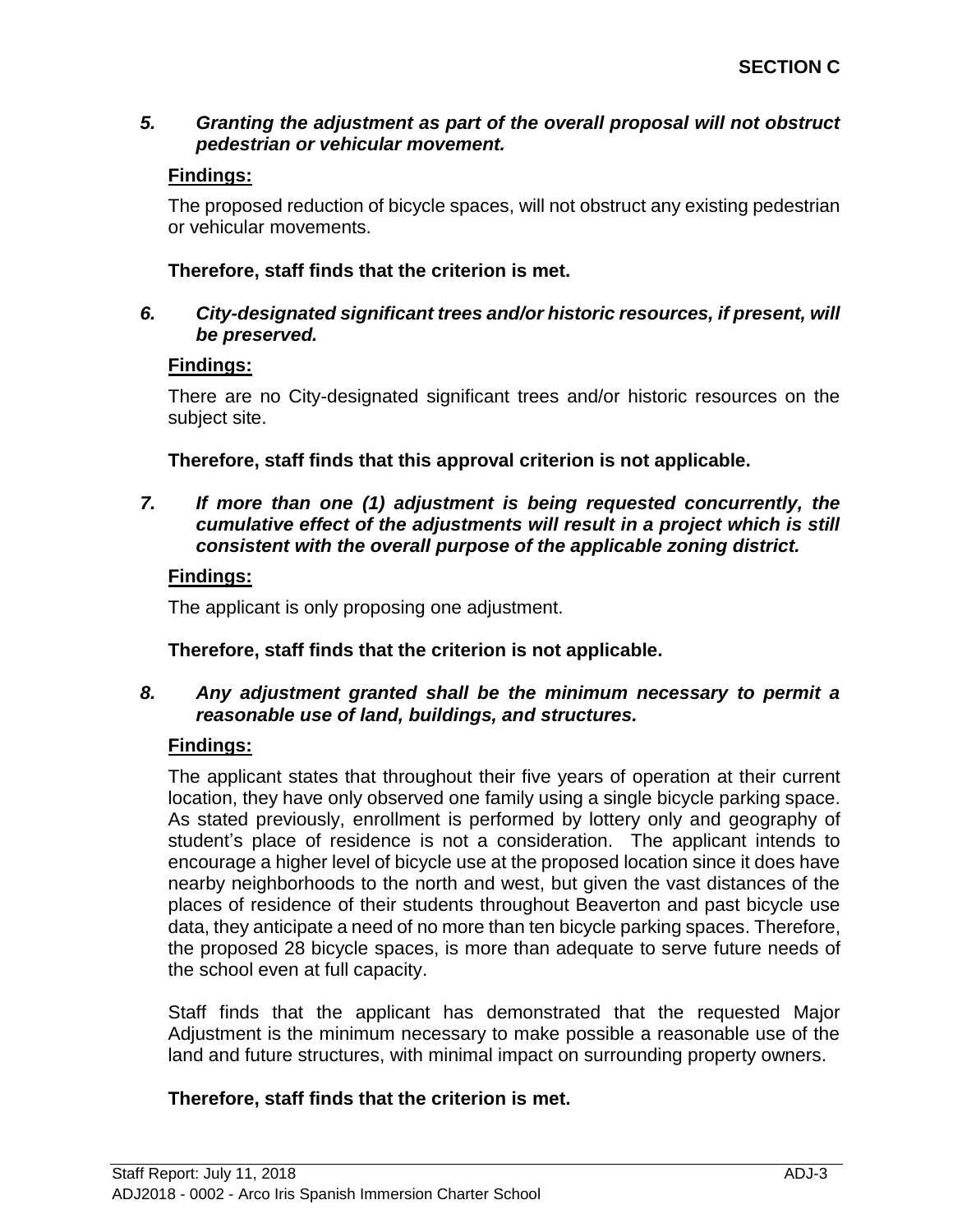**SECTION C**

***5. Granting the adjustment as part of the overall proposal will not obstruct pedestrian or vehicular movement.***

**Findings:**

The proposed reduction of bicycle spaces, will not obstruct any existing pedestrian or vehicular movements.

**Therefore, staff finds that the criterion is met.**

***6. City-designated significant trees and/or historic resources, if present, will be preserved.***

**Findings:**

There are no City-designated significant trees and/or historic resources on the subject site.

**Therefore, staff finds that this approval criterion is not applicable.**

***7. If more than one (1) adjustment is being requested concurrently, the cumulative effect of the adjustments will result in a project which is still consistent with the overall purpose of the applicable zoning district.***

**Findings:**

The applicant is only proposing one adjustment.

**Therefore, staff finds that the criterion is not applicable.**

***8. Any adjustment granted shall be the minimum necessary to permit a reasonable use of land, buildings, and structures.***

**Findings:**

The applicant states that throughout their five years of operation at their current location, they have only observed one family using a single bicycle parking space. As stated previously, enrollment is performed by lottery only and geography of student's place of residence is not a consideration. The applicant intends to encourage a higher level of bicycle use at the proposed location since it does have nearby neighborhoods to the north and west, but given the vast distances of the places of residence of their students throughout Beaverton and past bicycle use data, they anticipate a need of no more than ten bicycle parking spaces. Therefore, the proposed 28 bicycle spaces, is more than adequate to serve future needs of the school even at full capacity.

Staff finds that the applicant has demonstrated that the requested Major Adjustment is the minimum necessary to make possible a reasonable use of the land and future structures, with minimal impact on surrounding property owners.

**Therefore, staff finds that the criterion is met.**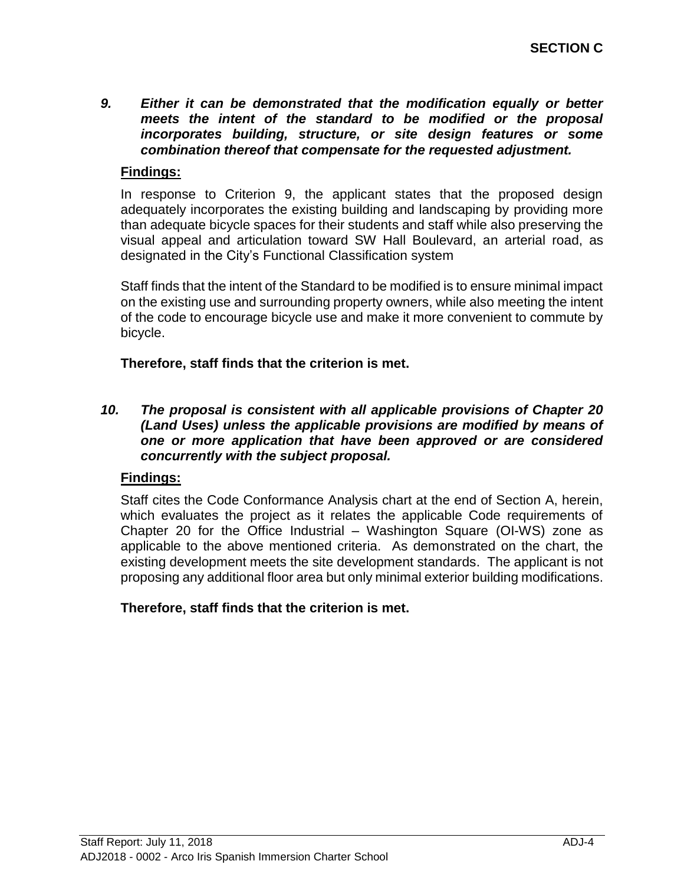**SECTION C**

***9. Either it can be demonstrated that the modification equally or better meets the intent of the standard to be modified or the proposal incorporates building, structure, or site design features or some combination thereof that compensate for the requested adjustment.***

**Findings:**

In response to Criterion 9, the applicant states that the proposed design adequately incorporates the existing building and landscaping by providing more than adequate bicycle spaces for their students and staff while also preserving the visual appeal and articulation toward SW Hall Boulevard, an arterial road, as designated in the City's Functional Classification system

Staff finds that the intent of the Standard to be modified is to ensure minimal impact on the existing use and surrounding property owners, while also meeting the intent of the code to encourage bicycle use and make it more convenient to commute by bicycle.

**Therefore, staff finds that the criterion is met.**

***10. The proposal is consistent with all applicable provisions of Chapter 20 (Land Uses) unless the applicable provisions are modified by means of one or more application that have been approved or are considered concurrently with the subject proposal.***

**Findings:**

Staff cites the Code Conformance Analysis chart at the end of Section A, herein, which evaluates the project as it relates the applicable Code requirements of Chapter 20 for the Office Industrial – Washington Square (OI-WS) zone as applicable to the above mentioned criteria. As demonstrated on the chart, the existing development meets the site development standards. The applicant is not proposing any additional floor area but only minimal exterior building modifications.

**Therefore, staff finds that the criterion is met.**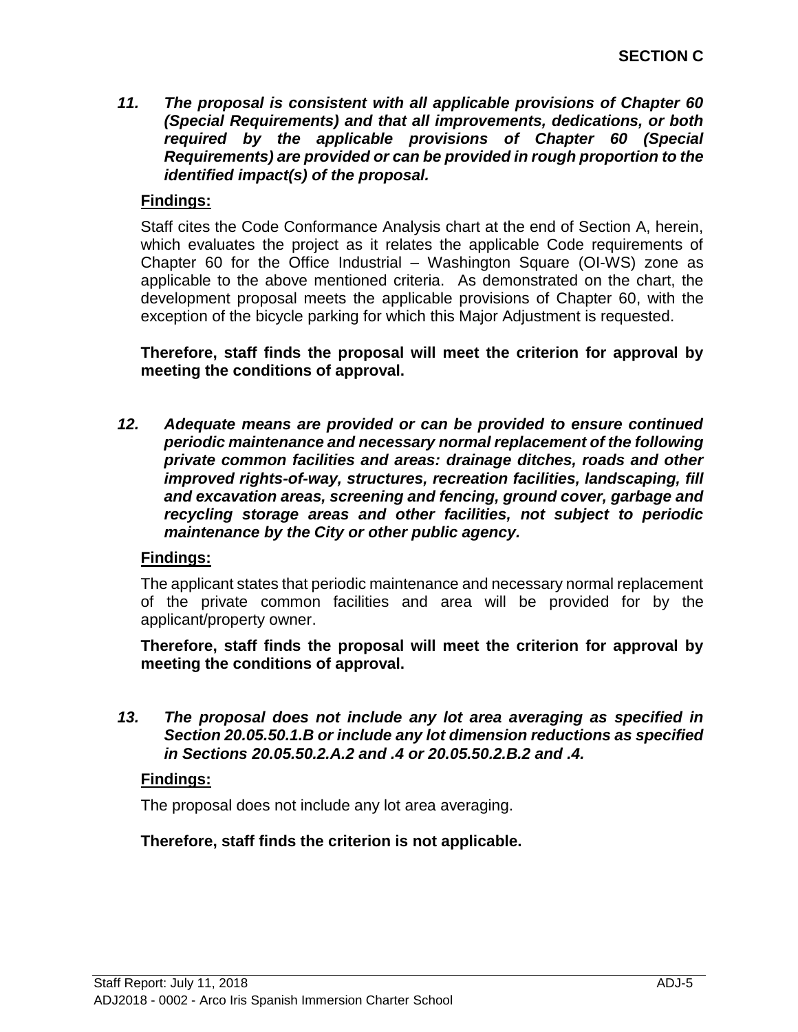**SECTION C**

***11. The proposal is consistent with all applicable provisions of Chapter 60 (Special Requirements) and that all improvements, dedications, or both required by the applicable provisions of Chapter 60 (Special Requirements) are provided or can be provided in rough proportion to the identified impact(s) of the proposal.***

**Findings:**

Staff cites the Code Conformance Analysis chart at the end of Section A, herein, which evaluates the project as it relates the applicable Code requirements of Chapter 60 for the Office Industrial – Washington Square (OI-WS) zone as applicable to the above mentioned criteria. As demonstrated on the chart, the development proposal meets the applicable provisions of Chapter 60, with the exception of the bicycle parking for which this Major Adjustment is requested.

**Therefore, staff finds the proposal will meet the criterion for approval by meeting the conditions of approval.**

***12. Adequate means are provided or can be provided to ensure continued periodic maintenance and necessary normal replacement of the following private common facilities and areas: drainage ditches, roads and other improved rights-of-way, structures, recreation facilities, landscaping, fill and excavation areas, screening and fencing, ground cover, garbage and recycling storage areas and other facilities, not subject to periodic maintenance by the City or other public agency.***

**Findings:**

The applicant states that periodic maintenance and necessary normal replacement of the private common facilities and area will be provided for by the applicant/property owner.

**Therefore, staff finds the proposal will meet the criterion for approval by meeting the conditions of approval.**

***13. The proposal does not include any lot area averaging as specified in Section 20.05.50.1.B or include any lot dimension reductions as specified in Sections 20.05.50.2.A.2 and .4 or 20.05.50.2.B.2 and .4.***

**Findings:**

The proposal does not include any lot area averaging.

**Therefore, staff finds the criterion is not applicable.**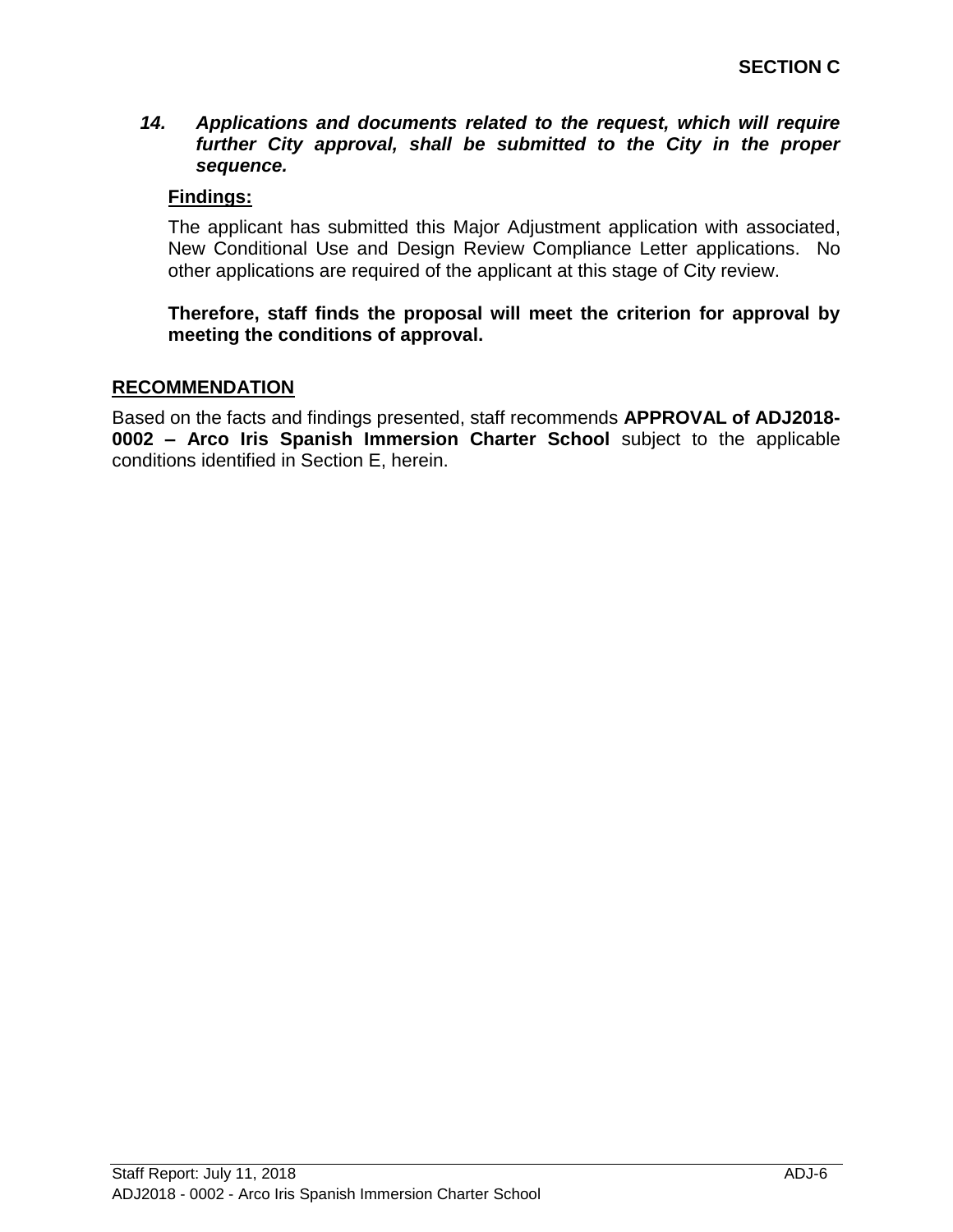**SECTION C**

***14. Applications and documents related to the request, which will require further City approval, shall be submitted to the City in the proper sequence.***

**Findings:**

The applicant has submitted this Major Adjustment application with associated, New Conditional Use and Design Review Compliance Letter applications. No other applications are required of the applicant at this stage of City review.

**Therefore, staff finds the proposal will meet the criterion for approval by meeting the conditions of approval.**

## RECOMMENDATION

Based on the facts and findings presented, staff recommends **APPROVAL of ADJ2018-0002 – Arco Iris Spanish Immersion Charter School** subject to the applicable conditions identified in Section E, herein.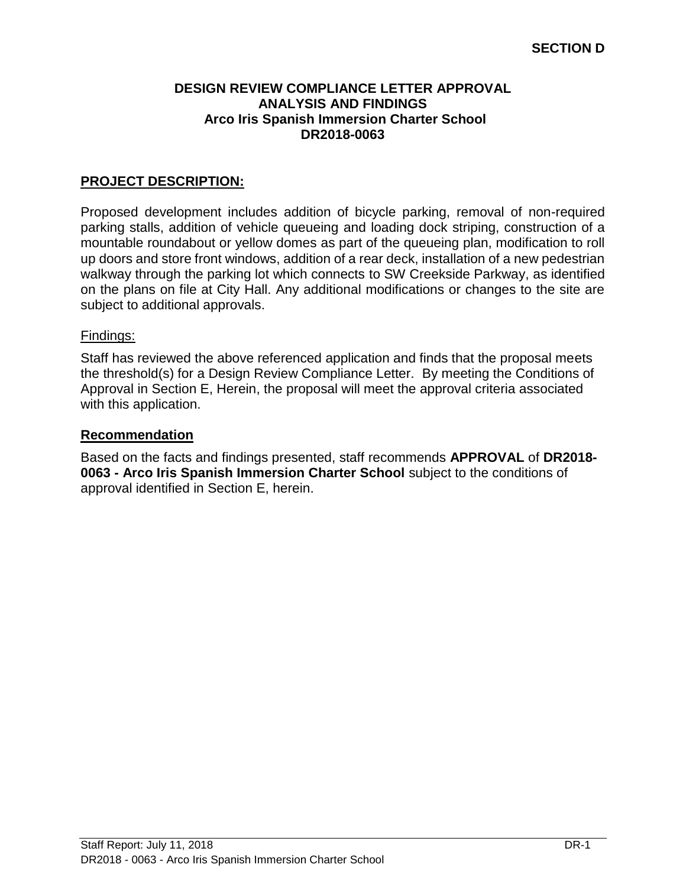**SECTION D**

**DESIGN REVIEW COMPLIANCE LETTER APPROVAL**
**ANALYSIS AND FINDINGS**
**Arco Iris Spanish Immersion Charter School**
**DR2018-0063**

## PROJECT DESCRIPTION:

Proposed development includes addition of bicycle parking, removal of non-required parking stalls, addition of vehicle queueing and loading dock striping, construction of a mountable roundabout or yellow domes as part of the queueing plan, modification to roll up doors and store front windows, addition of a rear deck, installation of a new pedestrian walkway through the parking lot which connects to SW Creekside Parkway, as identified on the plans on file at City Hall. Any additional modifications or changes to the site are subject to additional approvals.

Findings:

Staff has reviewed the above referenced application and finds that the proposal meets the threshold(s) for a Design Review Compliance Letter. By meeting the Conditions of Approval in Section E, Herein, the proposal will meet the approval criteria associated with this application.

## Recommendation

Based on the facts and findings presented, staff recommends **APPROVAL** of **DR2018-0063 - Arco Iris Spanish Immersion Charter School** subject to the conditions of approval identified in Section E, herein.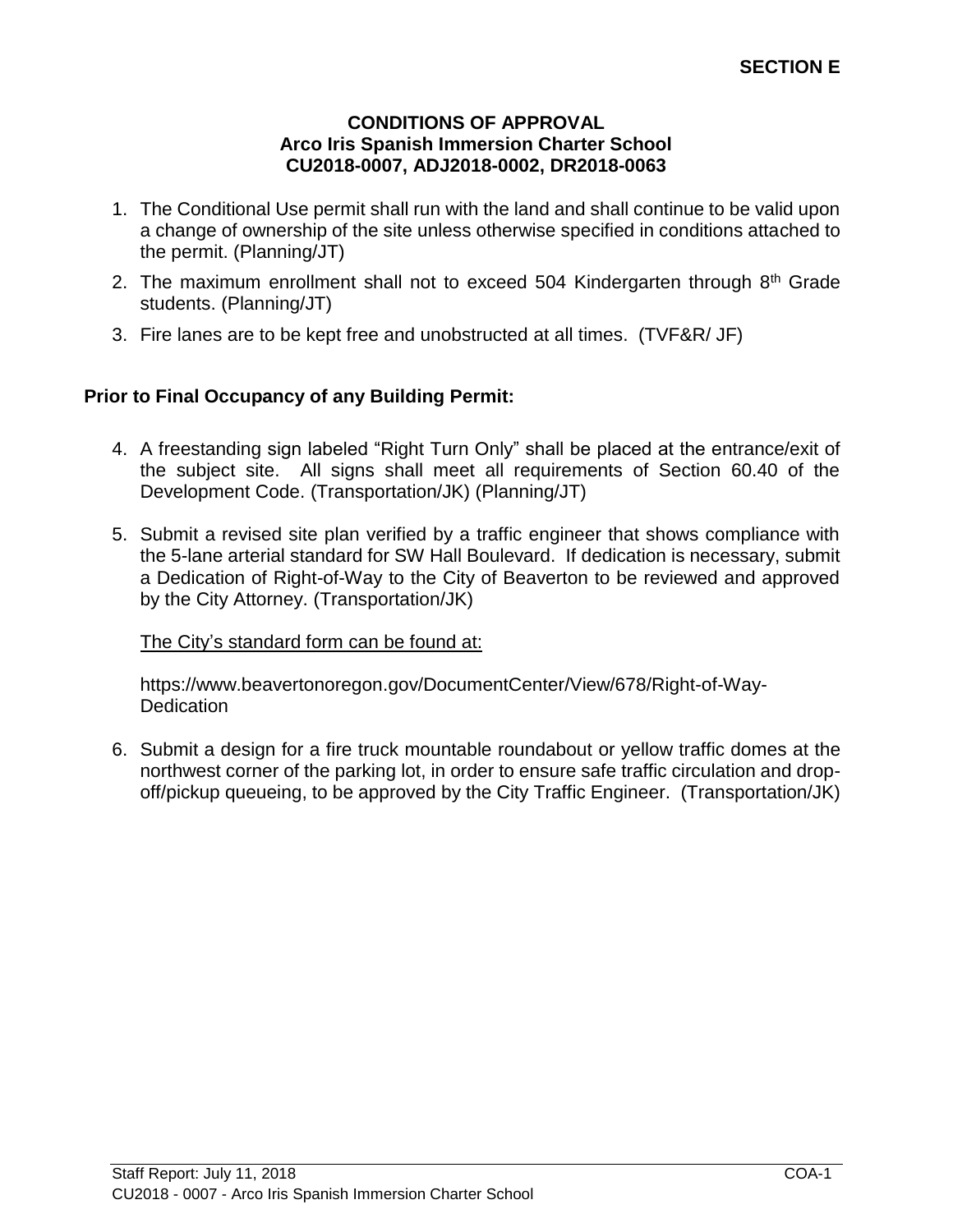**SECTION E**

## CONDITIONS OF APPROVAL
## Arco Iris Spanish Immersion Charter School
## CU2018-0007, ADJ2018-0002, DR2018-0063

1. The Conditional Use permit shall run with the land and shall continue to be valid upon a change of ownership of the site unless otherwise specified in conditions attached to the permit. (Planning/JT)
2. The maximum enrollment shall not to exceed 504 Kindergarten through 8th Grade students. (Planning/JT)
3. Fire lanes are to be kept free and unobstructed at all times. (TVF&R/ JF)

**Prior to Final Occupancy of any Building Permit:**

4. A freestanding sign labeled "Right Turn Only" shall be placed at the entrance/exit of the subject site. All signs shall meet all requirements of Section 60.40 of the Development Code. (Transportation/JK) (Planning/JT)
5. Submit a revised site plan verified by a traffic engineer that shows compliance with the 5-lane arterial standard for SW Hall Boulevard. If dedication is necessary, submit a Dedication of Right-of-Way to the City of Beaverton to be reviewed and approved by the City Attorney. (Transportation/JK)

   The City's standard form can be found at:

   https://www.beavertonoregon.gov/DocumentCenter/View/678/Right-of-Way-Dedication

6. Submit a design for a fire truck mountable roundabout or yellow traffic domes at the northwest corner of the parking lot, in order to ensure safe traffic circulation and drop-off/pickup queueing, to be approved by the City Traffic Engineer. (Transportation/JK)